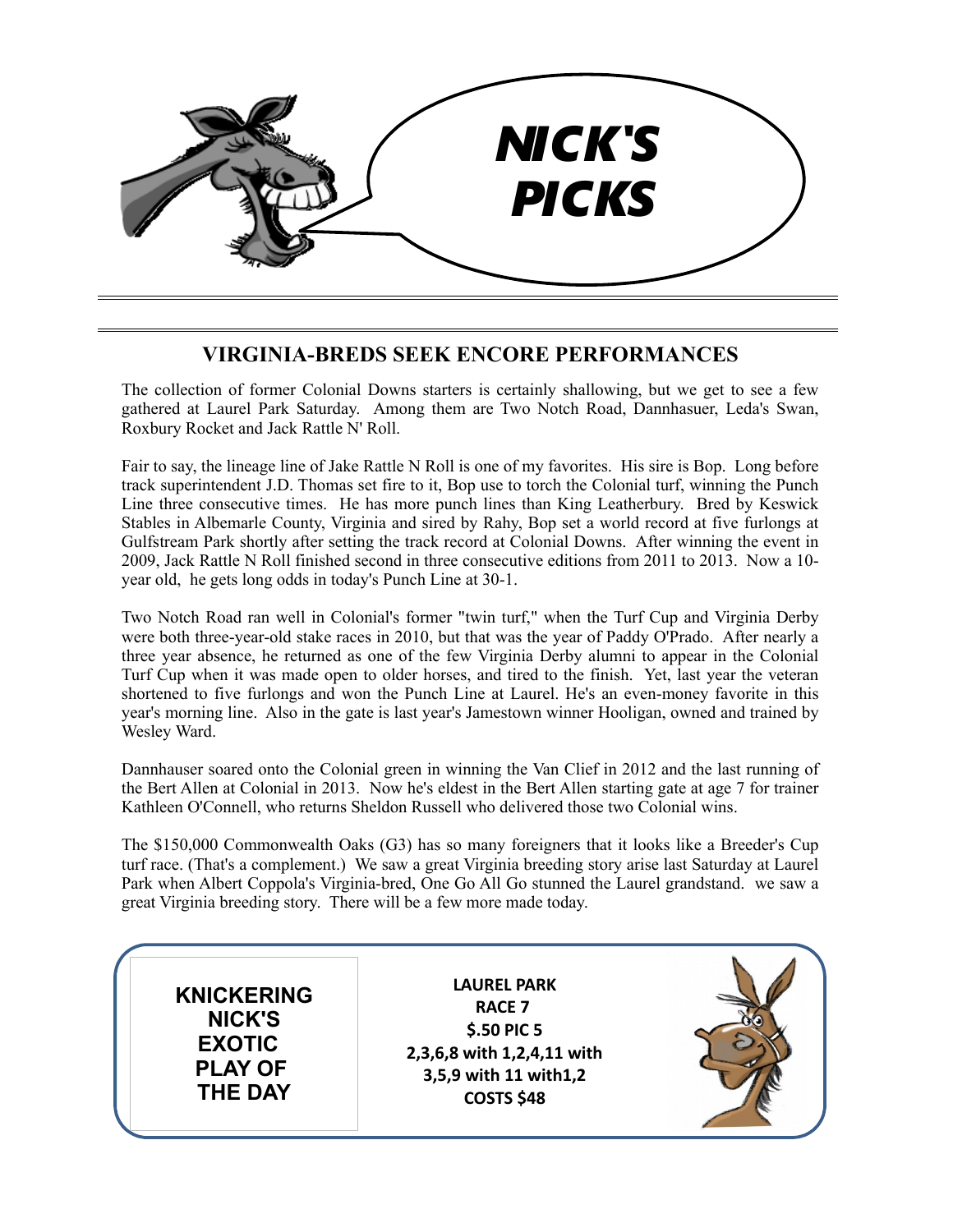# NICK'S PICKS

## VIRGINIA-BREDS SEEK ENCORE PERFORMANCES

The collection of former Colonial Downs starters is certainly shallowing, but we get to see a few gathered at Laurel Park Saturday. Among them are Two Notch Road, Dannhasuer, Leda's Swan, Roxbury Rocket and Jack Rattle N' Roll.

Fair to say, the lineage line of Jake Rattle N Roll is one of my favorites. His sire is Bop. Long before track superintendent J.D. Thomas set fire to it, Bop use to torch the Colonial turf, winning the Punch Line three consecutive times. He has more punch lines than King Leatherbury. Bred by Keswick Stables in Albemarle County, Virginia and sired by Rahy, Bop set a world record at five furlongs at Gulfstream Park shortly after setting the track record at Colonial Downs. After winning the event in 2009, Jack Rattle N Roll finished second in three consecutive editions from 2011 to 2013. Now a 10-year old, he gets long odds in today's Punch Line at 30-1.

Two Notch Road ran well in Colonial's former "twin turf," when the Turf Cup and Virginia Derby were both three-year-old stake races in 2010, but that was the year of Paddy O'Prado. After nearly a three year absence, he returned as one of the few Virginia Derby alumni to appear in the Colonial Turf Cup when it was made open to older horses, and tired to the finish. Yet, last year the veteran shortened to five furlongs and won the Punch Line at Laurel. He's an even-money favorite in this year's morning line. Also in the gate is last year's Jamestown winner Hooligan, owned and trained by Wesley Ward.

Dannhauser soared onto the Colonial green in winning the Van Clief in 2012 and the last running of the Bert Allen at Colonial in 2013. Now he's eldest in the Bert Allen starting gate at age 7 for trainer Kathleen O'Connell, who returns Sheldon Russell who delivered those two Colonial wins.

The $150,000 Commonwealth Oaks (G3) has so many foreigners that it looks like a Breeder's Cup turf race. (That's a complement.) We saw a great Virginia breeding story arise last Saturday at Laurel Park when Albert Coppola's Virginia-bred, One Go All Go stunned the Laurel grandstand. we saw a great Virginia breeding story. There will be a few more made today.

**KNICKERING NICK'S EXOTIC PLAY OF THE DAY**

**LAUREL PARK**
**RACE 7**
**$.50 PIC 5**
**2,3,6,8 with 1,2,4,11 with**
**3,5,9 with 11 with1,2**
**COSTS $48**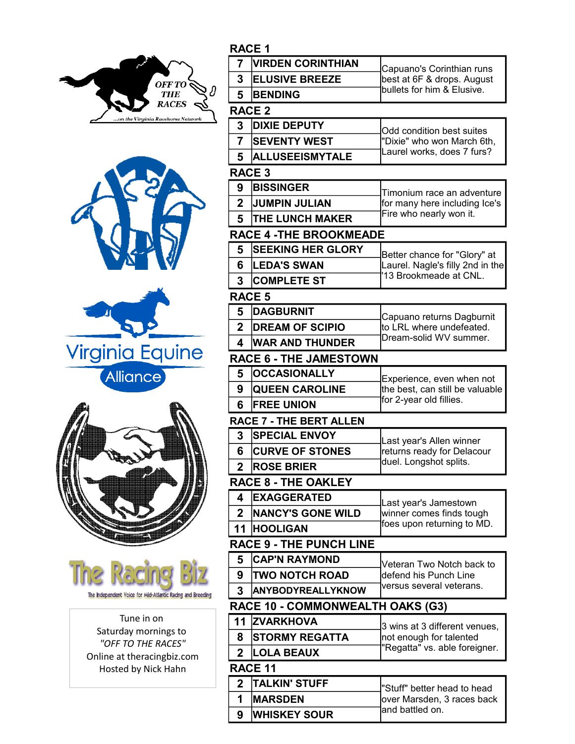## RACE 1

| | | |
|---|---|---|
| 7 | VIRDEN CORINTHIAN | Capuano's Corinthian runs best at 6F & drops. August bullets for him & Elusive. |
| 3 | ELUSIVE BREEZE | |
| 5 | BENDING | |

## RACE 2

| | | |
|---|---|---|
| 3 | DIXIE DEPUTY | Odd condition best suites "Dixie" who won March 6th, Laurel works, does 7 furs? |
| 7 | SEVENTY WEST | |
| 5 | ALLUSEEISMYTALE | |

## RACE 3

| | | |
|---|---|---|
| 9 | BISSINGER | Timonium race an adventure for many here including Ice's Fire who nearly won it. |
| 2 | JUMPIN JULIAN | |
| 5 | THE LUNCH MAKER | |

## RACE 4 -THE BROOKMEADE

| | | |
|---|---|---|
| 5 | SEEKING HER GLORY | Better chance for "Glory" at Laurel. Nagle's filly 2nd in the '13 Brookmeade at CNL. |
| 6 | LEDA'S SWAN | |
| 3 | COMPLETE ST | |

## RACE 5

| | | |
|---|---|---|
| 5 | DAGBURNIT | Capuano returns Dagburnit to LRL where undefeated. Dream-solid WV summer. |
| 2 | DREAM OF SCIPIO | |
| 4 | WAR AND THUNDER | |

## RACE 6 - THE JAMESTOWN

| | | |
|---|---|---|
| 5 | OCCASIONALLY | Experience, even when not the best, can still be valuable for 2-year old fillies. |
| 9 | QUEEN CAROLINE | |
| 6 | FREE UNION | |

## RACE 7 - THE BERT ALLEN

| | | |
|---|---|---|
| 3 | SPECIAL ENVOY | Last year's Allen winner returns ready for Delacour duel. Longshot splits. |
| 6 | CURVE OF STONES | |
| 2 | ROSE BRIER | |

## RACE 8 - THE OAKLEY

| | | |
|---|---|---|
| 4 | EXAGGERATED | Last year's Jamestown winner comes finds tough foes upon returning to MD. |
| 2 | NANCY'S GONE WILD | |
| 11 | HOOLIGAN | |

## RACE 9 - THE PUNCH LINE

| | | |
|---|---|---|
| 5 | CAP'N RAYMOND | Veteran Two Notch back to defend his Punch Line versus several veterans. |
| 9 | TWO NOTCH ROAD | |
| 3 | ANYBODYREALLYKNOW | |

## RACE 10 - COMMONWEALTH OAKS (G3)

| | | |
|---|---|---|
| 11 | ZVARKHOVA | 3 wins at 3 different venues, not enough for talented "Regatta" vs. able foreigner. |
| 8 | STORMY REGATTA | |
| 2 | LOLA BEAUX | |

## RACE 11

| | | |
|---|---|---|
| 2 | TALKIN' STUFF | "Stuff" better head to head over Marsden, 3 races back and battled on. |
| 1 | MARSDEN | |
| 9 | WHISKEY SOUR | |

OFF TO THE RACES

...on the Virginia Racehorse Network

Virginia Equine Alliance

The Racing Biz

The Independent Voice for Mid-Atlantic Racing and Breeding

Tune in on
Saturday mornings to
*"OFF TO THE RACES"*
Online at theracingbiz.com
Hosted by Nick Hahn